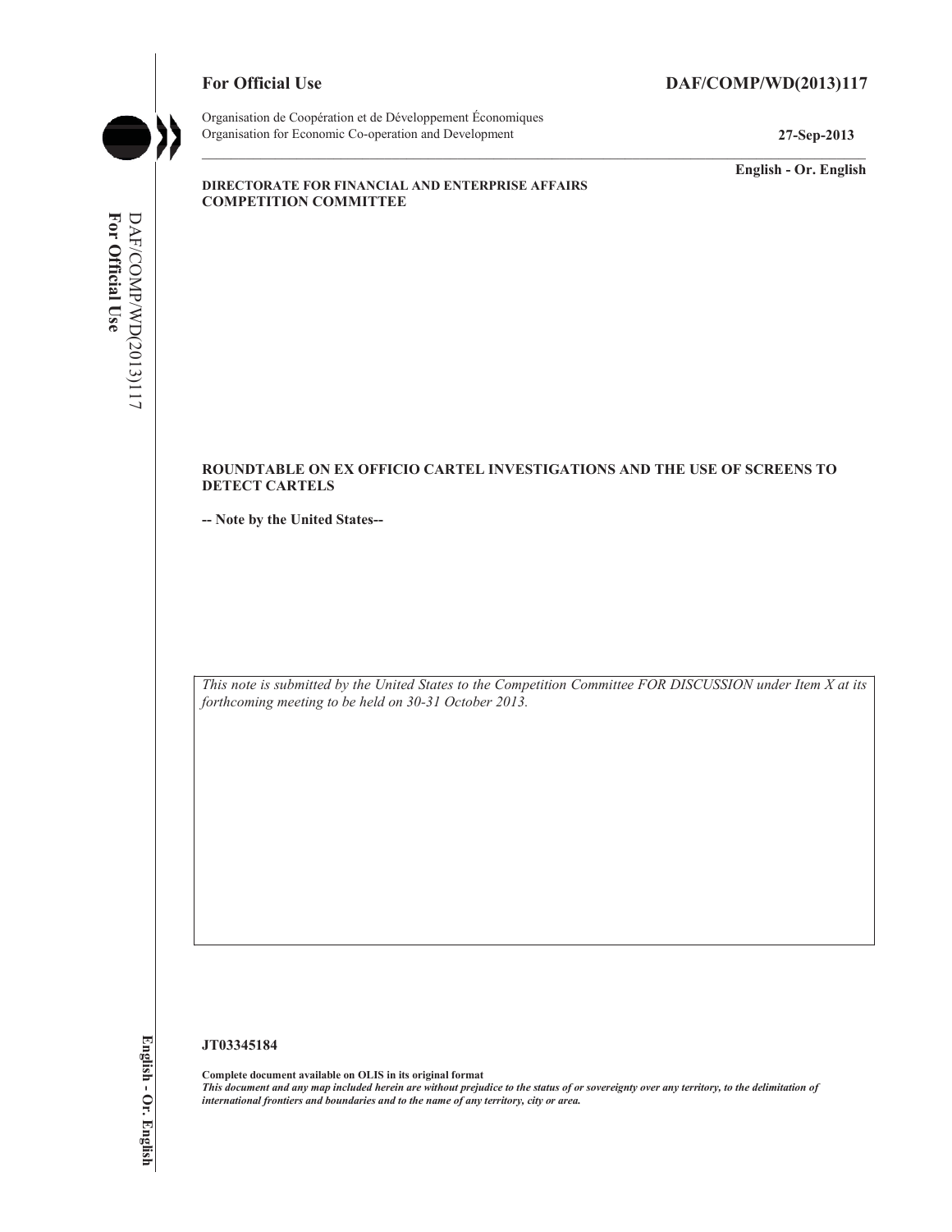**For Official Use** **DAF/COMP/WD(2013)117**

Organisation de Coopération et de Développement Économiques
Organisation for Economic Co-operation and Development **27-Sep-2013**

**English - Or. English**

**DIRECTORATE FOR FINANCIAL AND ENTERPRISE AFFAIRS**
**COMPETITION COMMITTEE**

# ROUNDTABLE ON EX OFFICIO CARTEL INVESTIGATIONS AND THE USE OF SCREENS TO DETECT CARTELS

**-- Note by the United States--**

*This note is submitted by the United States to the Competition Committee FOR DISCUSSION under Item X at its forthcoming meeting to be held on 30-31 October 2013.*

**JT03345184**

**Complete document available on OLIS in its original format**
***This document and any map included herein are without prejudice to the status of or sovereignty over any territory, to the delimitation of international frontiers and boundaries and to the name of any territory, city or area.***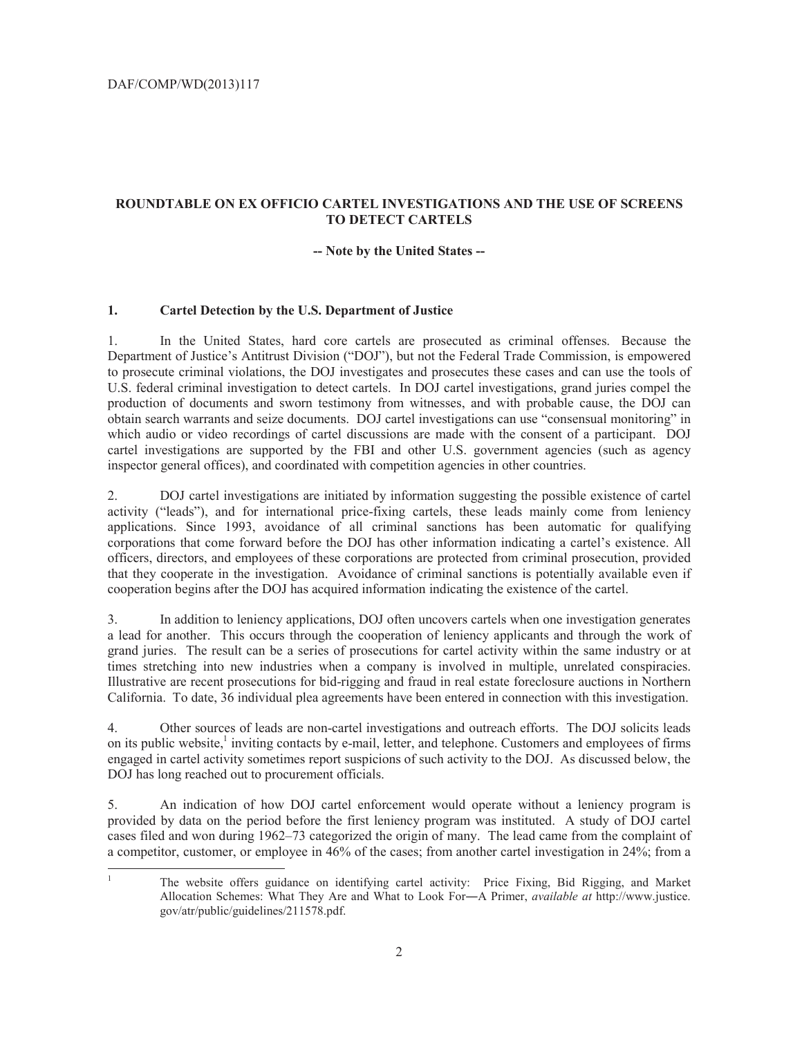**ROUNDTABLE ON EX OFFICIO CARTEL INVESTIGATIONS AND THE USE OF SCREENS TO DETECT CARTELS**

**-- Note by the United States --**

## 1. Cartel Detection by the U.S. Department of Justice

1. In the United States, hard core cartels are prosecuted as criminal offenses. Because the Department of Justice's Antitrust Division ("DOJ"), but not the Federal Trade Commission, is empowered to prosecute criminal violations, the DOJ investigates and prosecutes these cases and can use the tools of U.S. federal criminal investigation to detect cartels. In DOJ cartel investigations, grand juries compel the production of documents and sworn testimony from witnesses, and with probable cause, the DOJ can obtain search warrants and seize documents. DOJ cartel investigations can use "consensual monitoring" in which audio or video recordings of cartel discussions are made with the consent of a participant. DOJ cartel investigations are supported by the FBI and other U.S. government agencies (such as agency inspector general offices), and coordinated with competition agencies in other countries.

2. DOJ cartel investigations are initiated by information suggesting the possible existence of cartel activity ("leads"), and for international price-fixing cartels, these leads mainly come from leniency applications. Since 1993, avoidance of all criminal sanctions has been automatic for qualifying corporations that come forward before the DOJ has other information indicating a cartel's existence. All officers, directors, and employees of these corporations are protected from criminal prosecution, provided that they cooperate in the investigation. Avoidance of criminal sanctions is potentially available even if cooperation begins after the DOJ has acquired information indicating the existence of the cartel.

3. In addition to leniency applications, DOJ often uncovers cartels when one investigation generates a lead for another. This occurs through the cooperation of leniency applicants and through the work of grand juries. The result can be a series of prosecutions for cartel activity within the same industry or at times stretching into new industries when a company is involved in multiple, unrelated conspiracies. Illustrative are recent prosecutions for bid-rigging and fraud in real estate foreclosure auctions in Northern California. To date, 36 individual plea agreements have been entered in connection with this investigation.

4. Other sources of leads are non-cartel investigations and outreach efforts. The DOJ solicits leads on its public website,[1] inviting contacts by e-mail, letter, and telephone. Customers and employees of firms engaged in cartel activity sometimes report suspicions of such activity to the DOJ. As discussed below, the DOJ has long reached out to procurement officials.

5. An indication of how DOJ cartel enforcement would operate without a leniency program is provided by data on the period before the first leniency program was instituted. A study of DOJ cartel cases filed and won during 1962–73 categorized the origin of many. The lead came from the complaint of a competitor, customer, or employee in 46% of the cases; from another cartel investigation in 24%; from a

---

[1] The website offers guidance on identifying cartel activity: Price Fixing, Bid Rigging, and Market Allocation Schemes: What They Are and What to Look For―A Primer, *available at* http://www.justice.gov/atr/public/guidelines/211578.pdf.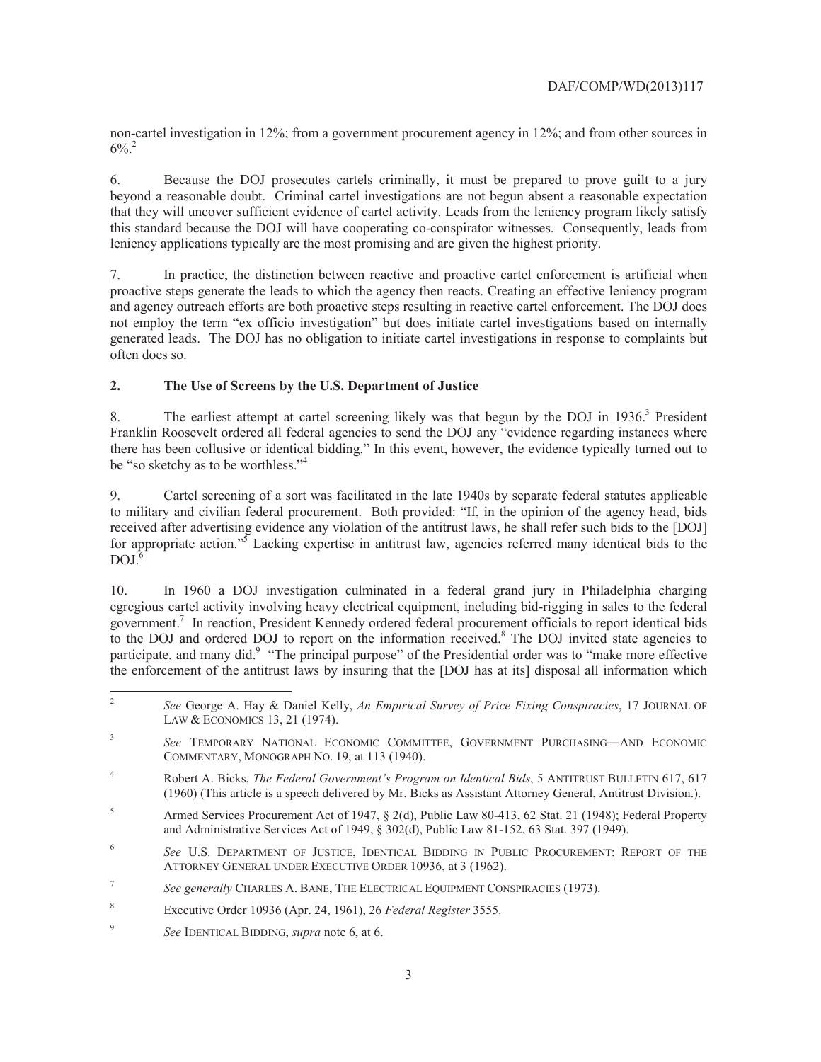non-cartel investigation in 12%; from a government procurement agency in 12%; and from other sources in 6%.[2]

6. Because the DOJ prosecutes cartels criminally, it must be prepared to prove guilt to a jury beyond a reasonable doubt. Criminal cartel investigations are not begun absent a reasonable expectation that they will uncover sufficient evidence of cartel activity. Leads from the leniency program likely satisfy this standard because the DOJ will have cooperating co-conspirator witnesses. Consequently, leads from leniency applications typically are the most promising and are given the highest priority.

7. In practice, the distinction between reactive and proactive cartel enforcement is artificial when proactive steps generate the leads to which the agency then reacts. Creating an effective leniency program and agency outreach efforts are both proactive steps resulting in reactive cartel enforcement. The DOJ does not employ the term "ex officio investigation" but does initiate cartel investigations based on internally generated leads. The DOJ has no obligation to initiate cartel investigations in response to complaints but often does so.

## 2. The Use of Screens by the U.S. Department of Justice

8. The earliest attempt at cartel screening likely was that begun by the DOJ in 1936.[3] President Franklin Roosevelt ordered all federal agencies to send the DOJ any "evidence regarding instances where there has been collusive or identical bidding." In this event, however, the evidence typically turned out to be "so sketchy as to be worthless."[4]

9. Cartel screening of a sort was facilitated in the late 1940s by separate federal statutes applicable to military and civilian federal procurement. Both provided: "If, in the opinion of the agency head, bids received after advertising evidence any violation of the antitrust laws, he shall refer such bids to the [DOJ] for appropriate action."[5] Lacking expertise in antitrust law, agencies referred many identical bids to the DOJ.[6]

10. In 1960 a DOJ investigation culminated in a federal grand jury in Philadelphia charging egregious cartel activity involving heavy electrical equipment, including bid-rigging in sales to the federal government.[7] In reaction, President Kennedy ordered federal procurement officials to report identical bids to the DOJ and ordered DOJ to report on the information received.[8] The DOJ invited state agencies to participate, and many did.[9] "The principal purpose" of the Presidential order was to "make more effective the enforcement of the antitrust laws by insuring that the [DOJ has at its] disposal all information which

---

[2] *See* George A. Hay & Daniel Kelly, *An Empirical Survey of Price Fixing Conspiracies*, 17 JOURNAL OF LAW & ECONOMICS 13, 21 (1974).

[3] *See* TEMPORARY NATIONAL ECONOMIC COMMITTEE, GOVERNMENT PURCHASING—AND ECONOMIC COMMENTARY, MONOGRAPH NO. 19, at 113 (1940).

[4] Robert A. Bicks, *The Federal Government's Program on Identical Bids*, 5 ANTITRUST BULLETIN 617, 617 (1960) (This article is a speech delivered by Mr. Bicks as Assistant Attorney General, Antitrust Division.).

[5] Armed Services Procurement Act of 1947, § 2(d), Public Law 80-413, 62 Stat. 21 (1948); Federal Property and Administrative Services Act of 1949, § 302(d), Public Law 81-152, 63 Stat. 397 (1949).

[6] *See* U.S. DEPARTMENT OF JUSTICE, IDENTICAL BIDDING IN PUBLIC PROCUREMENT: REPORT OF THE ATTORNEY GENERAL UNDER EXECUTIVE ORDER 10936, at 3 (1962).

[7] *See generally* CHARLES A. BANE, THE ELECTRICAL EQUIPMENT CONSPIRACIES (1973).

[8] Executive Order 10936 (Apr. 24, 1961), 26 *Federal Register* 3555.

[9] *See* IDENTICAL BIDDING, *supra* note 6, at 6.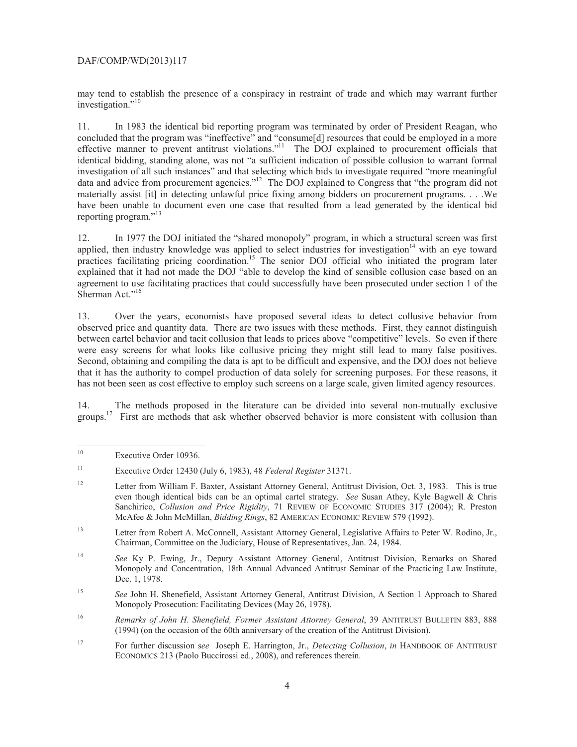may tend to establish the presence of a conspiracy in restraint of trade and which may warrant further investigation."[10]

11. In 1983 the identical bid reporting program was terminated by order of President Reagan, who concluded that the program was "ineffective" and "consume[d] resources that could be employed in a more effective manner to prevent antitrust violations."[11] The DOJ explained to procurement officials that identical bidding, standing alone, was not "a sufficient indication of possible collusion to warrant formal investigation of all such instances" and that selecting which bids to investigate required "more meaningful data and advice from procurement agencies."[12] The DOJ explained to Congress that "the program did not materially assist [it] in detecting unlawful price fixing among bidders on procurement programs. . . .We have been unable to document even one case that resulted from a lead generated by the identical bid reporting program."[13]

12. In 1977 the DOJ initiated the "shared monopoly" program, in which a structural screen was first applied, then industry knowledge was applied to select industries for investigation[14] with an eye toward practices facilitating pricing coordination.[15] The senior DOJ official who initiated the program later explained that it had not made the DOJ "able to develop the kind of sensible collusion case based on an agreement to use facilitating practices that could successfully have been prosecuted under section 1 of the Sherman Act."[16]

13. Over the years, economists have proposed several ideas to detect collusive behavior from observed price and quantity data. There are two issues with these methods. First, they cannot distinguish between cartel behavior and tacit collusion that leads to prices above "competitive" levels. So even if there were easy screens for what looks like collusive pricing they might still lead to many false positives. Second, obtaining and compiling the data is apt to be difficult and expensive, and the DOJ does not believe that it has the authority to compel production of data solely for screening purposes. For these reasons, it has not been seen as cost effective to employ such screens on a large scale, given limited agency resources.

14. The methods proposed in the literature can be divided into several non-mutually exclusive groups.[17] First are methods that ask whether observed behavior is more consistent with collusion than

---

[10] Executive Order 10936.

[11] Executive Order 12430 (July 6, 1983), 48 *Federal Register* 31371.

[12] Letter from William F. Baxter, Assistant Attorney General, Antitrust Division, Oct. 3, 1983. This is true even though identical bids can be an optimal cartel strategy. *See* Susan Athey, Kyle Bagwell & Chris Sanchirico, *Collusion and Price Rigidity*, 71 REVIEW OF ECONOMIC STUDIES 317 (2004); R. Preston McAfee & John McMillan, *Bidding Rings*, 82 AMERICAN ECONOMIC REVIEW 579 (1992).

[13] Letter from Robert A. McConnell, Assistant Attorney General, Legislative Affairs to Peter W. Rodino, Jr., Chairman, Committee on the Judiciary, House of Representatives, Jan. 24, 1984.

[14] *See* Ky P. Ewing, Jr., Deputy Assistant Attorney General, Antitrust Division, Remarks on Shared Monopoly and Concentration, 18th Annual Advanced Antitrust Seminar of the Practicing Law Institute, Dec. 1, 1978.

[15] *See* John H. Shenefield, Assistant Attorney General, Antitrust Division, A Section 1 Approach to Shared Monopoly Prosecution: Facilitating Devices (May 26, 1978).

[16] *Remarks of John H. Shenefield, Former Assistant Attorney General*, 39 ANTITRUST BULLETIN 883, 888 (1994) (on the occasion of the 60th anniversary of the creation of the Antitrust Division).

[17] For further discussion s*ee* Joseph E. Harrington, Jr., *Detecting Collusion*, *in* HANDBOOK OF ANTITRUST ECONOMICS 213 (Paolo Buccirossi ed., 2008), and references therein.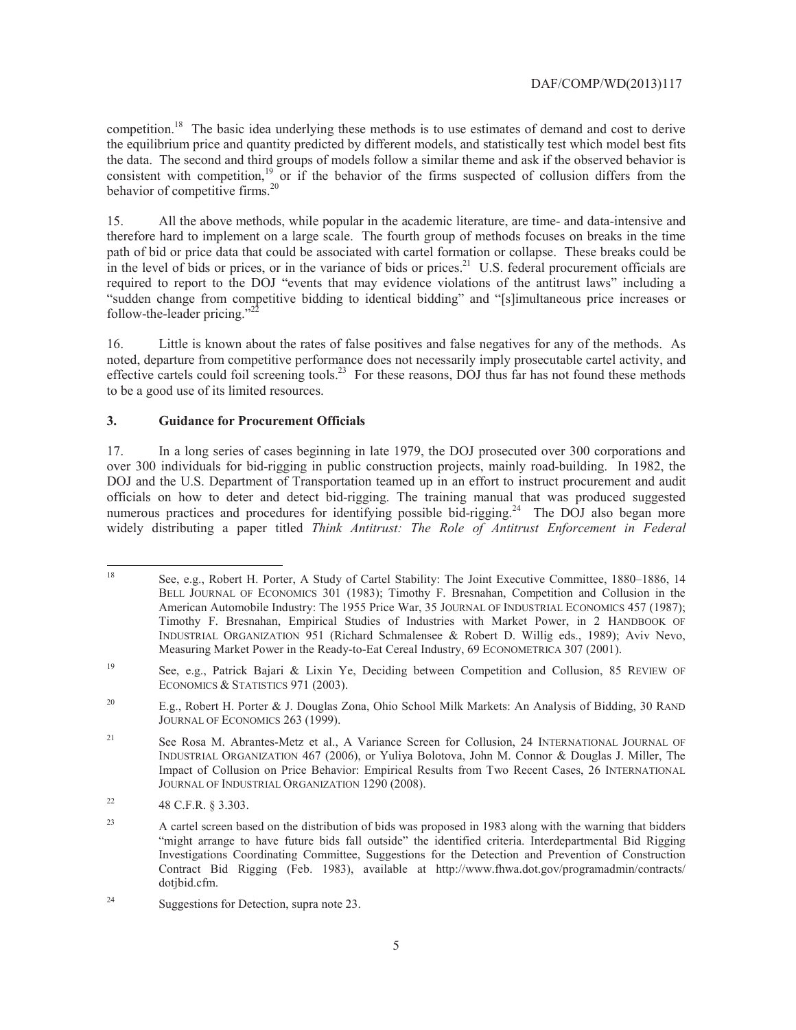competition.[18] The basic idea underlying these methods is to use estimates of demand and cost to derive the equilibrium price and quantity predicted by different models, and statistically test which model best fits the data. The second and third groups of models follow a similar theme and ask if the observed behavior is consistent with competition,[19] or if the behavior of the firms suspected of collusion differs from the behavior of competitive firms.[20]

15. All the above methods, while popular in the academic literature, are time- and data-intensive and therefore hard to implement on a large scale. The fourth group of methods focuses on breaks in the time path of bid or price data that could be associated with cartel formation or collapse. These breaks could be in the level of bids or prices, or in the variance of bids or prices.[21] U.S. federal procurement officials are required to report to the DOJ "events that may evidence violations of the antitrust laws" including a "sudden change from competitive bidding to identical bidding" and "[s]imultaneous price increases or follow-the-leader pricing."[22]

16. Little is known about the rates of false positives and false negatives for any of the methods. As noted, departure from competitive performance does not necessarily imply prosecutable cartel activity, and effective cartels could foil screening tools.[23] For these reasons, DOJ thus far has not found these methods to be a good use of its limited resources.

### 3. Guidance for Procurement Officials

17. In a long series of cases beginning in late 1979, the DOJ prosecuted over 300 corporations and over 300 individuals for bid-rigging in public construction projects, mainly road-building. In 1982, the DOJ and the U.S. Department of Transportation teamed up in an effort to instruct procurement and audit officials on how to deter and detect bid-rigging. The training manual that was produced suggested numerous practices and procedures for identifying possible bid-rigging.[24] The DOJ also began more widely distributing a paper titled *Think Antitrust: The Role of Antitrust Enforcement in Federal*

---

[18] See, e.g., Robert H. Porter, A Study of Cartel Stability: The Joint Executive Committee, 1880–1886, 14 BELL JOURNAL OF ECONOMICS 301 (1983); Timothy F. Bresnahan, Competition and Collusion in the American Automobile Industry: The 1955 Price War, 35 JOURNAL OF INDUSTRIAL ECONOMICS 457 (1987); Timothy F. Bresnahan, Empirical Studies of Industries with Market Power, in 2 HANDBOOK OF INDUSTRIAL ORGANIZATION 951 (Richard Schmalensee & Robert D. Willig eds., 1989); Aviv Nevo, Measuring Market Power in the Ready-to-Eat Cereal Industry, 69 ECONOMETRICA 307 (2001).

[19] See, e.g., Patrick Bajari & Lixin Ye, Deciding between Competition and Collusion, 85 REVIEW OF ECONOMICS & STATISTICS 971 (2003).

[20] E.g., Robert H. Porter & J. Douglas Zona, Ohio School Milk Markets: An Analysis of Bidding, 30 RAND JOURNAL OF ECONOMICS 263 (1999).

[21] See Rosa M. Abrantes-Metz et al., A Variance Screen for Collusion, 24 INTERNATIONAL JOURNAL OF INDUSTRIAL ORGANIZATION 467 (2006), or Yuliya Bolotova, John M. Connor & Douglas J. Miller, The Impact of Collusion on Price Behavior: Empirical Results from Two Recent Cases, 26 INTERNATIONAL JOURNAL OF INDUSTRIAL ORGANIZATION 1290 (2008).

[22] 48 C.F.R. § 3.303.

[23] A cartel screen based on the distribution of bids was proposed in 1983 along with the warning that bidders "might arrange to have future bids fall outside" the identified criteria. Interdepartmental Bid Rigging Investigations Coordinating Committee, Suggestions for the Detection and Prevention of Construction Contract Bid Rigging (Feb. 1983), available at http://www.fhwa.dot.gov/programadmin/contracts/dotjbid.cfm.

[24] Suggestions for Detection, supra note 23.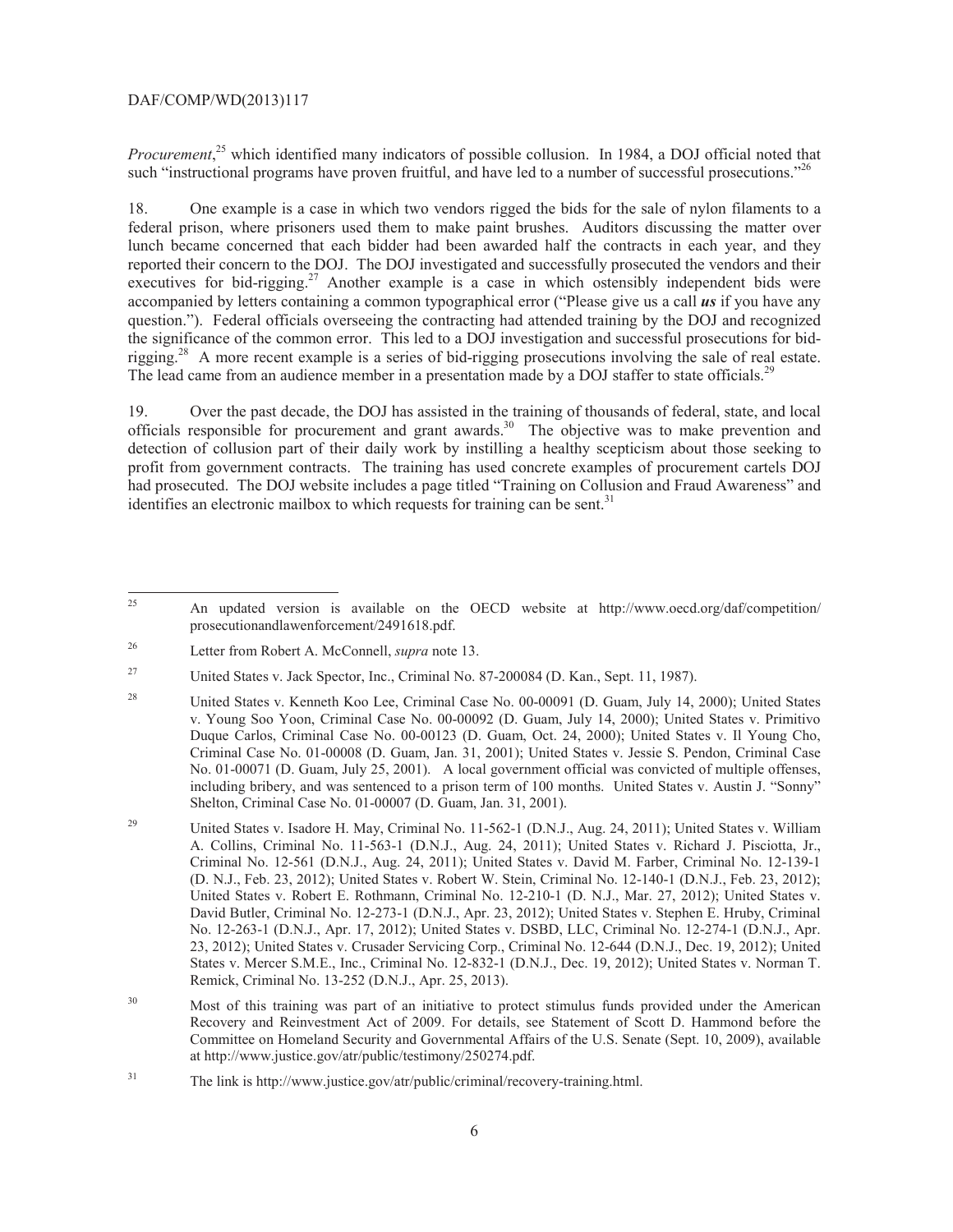*Procurement*,[25] which identified many indicators of possible collusion. In 1984, a DOJ official noted that such "instructional programs have proven fruitful, and have led to a number of successful prosecutions."[26]

18. One example is a case in which two vendors rigged the bids for the sale of nylon filaments to a federal prison, where prisoners used them to make paint brushes. Auditors discussing the matter over lunch became concerned that each bidder had been awarded half the contracts in each year, and they reported their concern to the DOJ. The DOJ investigated and successfully prosecuted the vendors and their executives for bid-rigging.[27] Another example is a case in which ostensibly independent bids were accompanied by letters containing a common typographical error ("Please give us a call ***us*** if you have any question."). Federal officials overseeing the contracting had attended training by the DOJ and recognized the significance of the common error. This led to a DOJ investigation and successful prosecutions for bid-rigging.[28] A more recent example is a series of bid-rigging prosecutions involving the sale of real estate. The lead came from an audience member in a presentation made by a DOJ staffer to state officials.[29]

19. Over the past decade, the DOJ has assisted in the training of thousands of federal, state, and local officials responsible for procurement and grant awards.[30] The objective was to make prevention and detection of collusion part of their daily work by instilling a healthy scepticism about those seeking to profit from government contracts. The training has used concrete examples of procurement cartels DOJ had prosecuted. The DOJ website includes a page titled "Training on Collusion and Fraud Awareness" and identifies an electronic mailbox to which requests for training can be sent.[31]

---

[25] An updated version is available on the OECD website at http://www.oecd.org/daf/competition/prosecutionandlawenforcement/2491618.pdf.

[26] Letter from Robert A. McConnell, *supra* note 13.

[27] United States v. Jack Spector, Inc., Criminal No. 87-200084 (D. Kan., Sept. 11, 1987).

[28] United States v. Kenneth Koo Lee, Criminal Case No. 00-00091 (D. Guam, July 14, 2000); United States v. Young Soo Yoon, Criminal Case No. 00-00092 (D. Guam, July 14, 2000); United States v. Primitivo Duque Carlos, Criminal Case No. 00-00123 (D. Guam, Oct. 24, 2000); United States v. Il Young Cho, Criminal Case No. 01-00008 (D. Guam, Jan. 31, 2001); United States v. Jessie S. Pendon, Criminal Case No. 01-00071 (D. Guam, July 25, 2001). A local government official was convicted of multiple offenses, including bribery, and was sentenced to a prison term of 100 months. United States v. Austin J. "Sonny" Shelton, Criminal Case No. 01-00007 (D. Guam, Jan. 31, 2001).

[29] United States v. Isadore H. May, Criminal No. 11-562-1 (D.N.J., Aug. 24, 2011); United States v. William A. Collins, Criminal No. 11-563-1 (D.N.J., Aug. 24, 2011); United States v. Richard J. Pisciotta, Jr., Criminal No. 12-561 (D.N.J., Aug. 24, 2011); United States v. David M. Farber, Criminal No. 12-139-1 (D. N.J., Feb. 23, 2012); United States v. Robert W. Stein, Criminal No. 12-140-1 (D.N.J., Feb. 23, 2012); United States v. Robert E. Rothmann, Criminal No. 12-210-1 (D. N.J., Mar. 27, 2012); United States v. David Butler, Criminal No. 12-273-1 (D.N.J., Apr. 23, 2012); United States v. Stephen E. Hruby, Criminal No. 12-263-1 (D.N.J., Apr. 17, 2012); United States v. DSBD, LLC, Criminal No. 12-274-1 (D.N.J., Apr. 23, 2012); United States v. Crusader Servicing Corp., Criminal No. 12-644 (D.N.J., Dec. 19, 2012); United States v. Mercer S.M.E., Inc., Criminal No. 12-832-1 (D.N.J., Dec. 19, 2012); United States v. Norman T. Remick, Criminal No. 13-252 (D.N.J., Apr. 25, 2013).

[30] Most of this training was part of an initiative to protect stimulus funds provided under the American Recovery and Reinvestment Act of 2009. For details, see Statement of Scott D. Hammond before the Committee on Homeland Security and Governmental Affairs of the U.S. Senate (Sept. 10, 2009), available at http://www.justice.gov/atr/public/testimony/250274.pdf.

[31] The link is http://www.justice.gov/atr/public/criminal/recovery-training.html.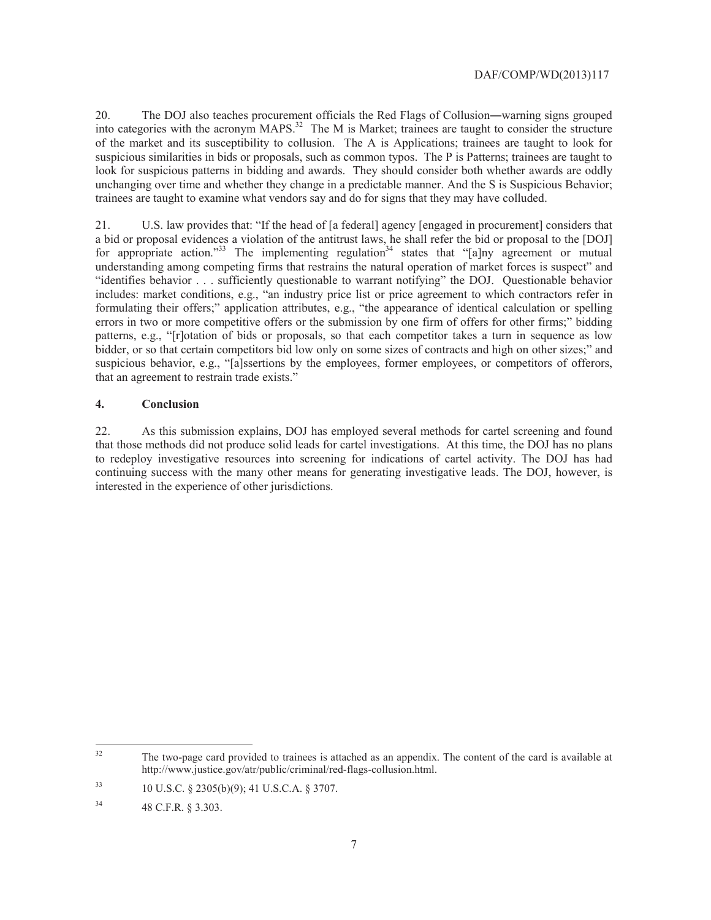20. The DOJ also teaches procurement officials the Red Flags of Collusion―warning signs grouped into categories with the acronym MAPS.[32] The M is Market; trainees are taught to consider the structure of the market and its susceptibility to collusion. The A is Applications; trainees are taught to look for suspicious similarities in bids or proposals, such as common typos. The P is Patterns; trainees are taught to look for suspicious patterns in bidding and awards. They should consider both whether awards are oddly unchanging over time and whether they change in a predictable manner. And the S is Suspicious Behavior; trainees are taught to examine what vendors say and do for signs that they may have colluded.

21. U.S. law provides that: "If the head of [a federal] agency [engaged in procurement] considers that a bid or proposal evidences a violation of the antitrust laws, he shall refer the bid or proposal to the [DOJ] for appropriate action."[33] The implementing regulation[34] states that "[a]ny agreement or mutual understanding among competing firms that restrains the natural operation of market forces is suspect" and "identifies behavior . . . sufficiently questionable to warrant notifying" the DOJ. Questionable behavior includes: market conditions, e.g., "an industry price list or price agreement to which contractors refer in formulating their offers;" application attributes, e.g., "the appearance of identical calculation or spelling errors in two or more competitive offers or the submission by one firm of offers for other firms;" bidding patterns, e.g., "[r]otation of bids or proposals, so that each competitor takes a turn in sequence as low bidder, or so that certain competitors bid low only on some sizes of contracts and high on other sizes;" and suspicious behavior, e.g., "[a]ssertions by the employees, former employees, or competitors of offerors, that an agreement to restrain trade exists."

## 4. Conclusion

22. As this submission explains, DOJ has employed several methods for cartel screening and found that those methods did not produce solid leads for cartel investigations. At this time, the DOJ has no plans to redeploy investigative resources into screening for indications of cartel activity. The DOJ has had continuing success with the many other means for generating investigative leads. The DOJ, however, is interested in the experience of other jurisdictions.

---

[32] The two-page card provided to trainees is attached as an appendix. The content of the card is available at http://www.justice.gov/atr/public/criminal/red-flags-collusion.html.

[33] 10 U.S.C. § 2305(b)(9); 41 U.S.C.A. § 3707.

[34] 48 C.F.R. § 3.303.